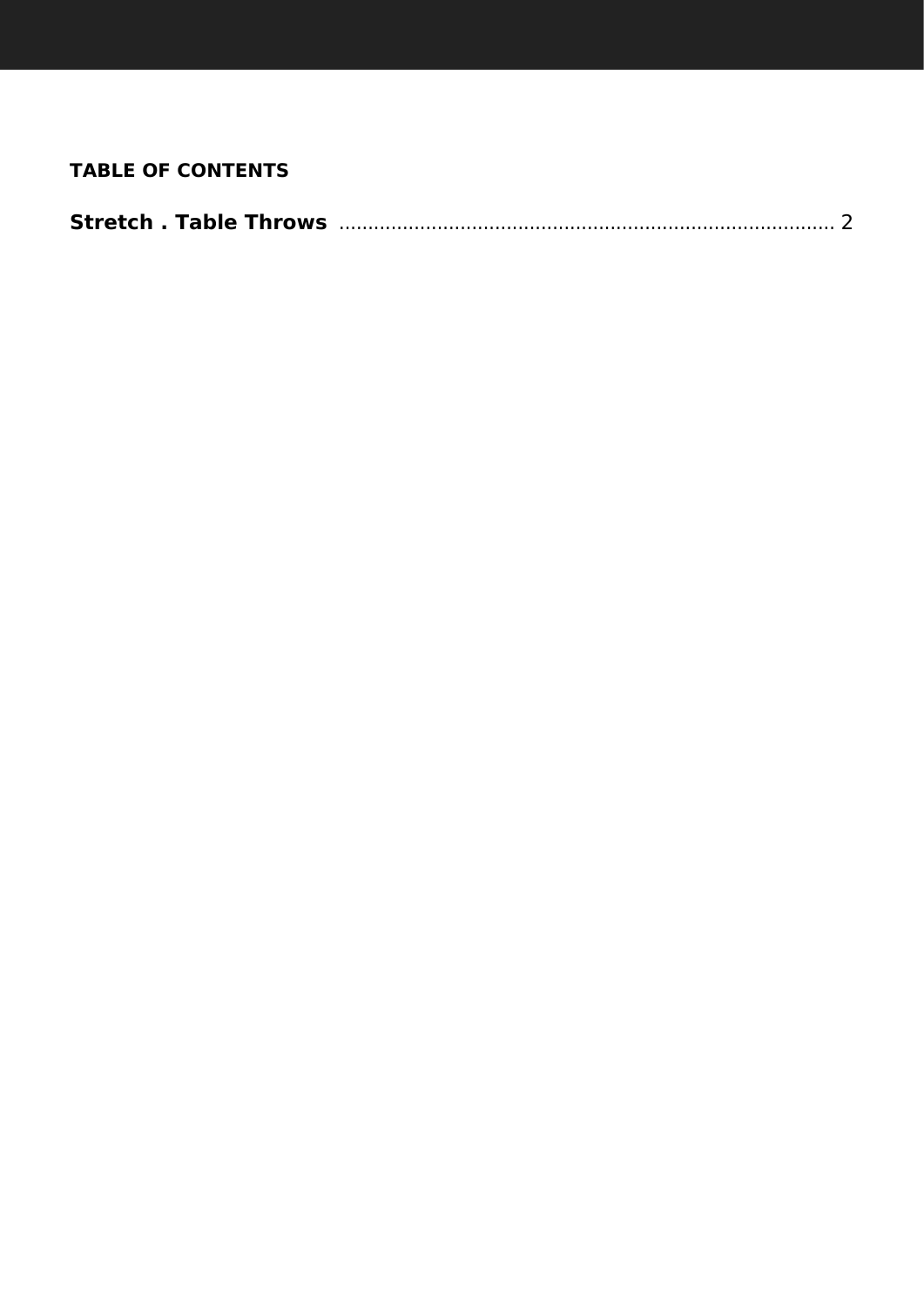**TABLE OF CONTENTS**

**Stretch . Table Throws** .................................................................................... 2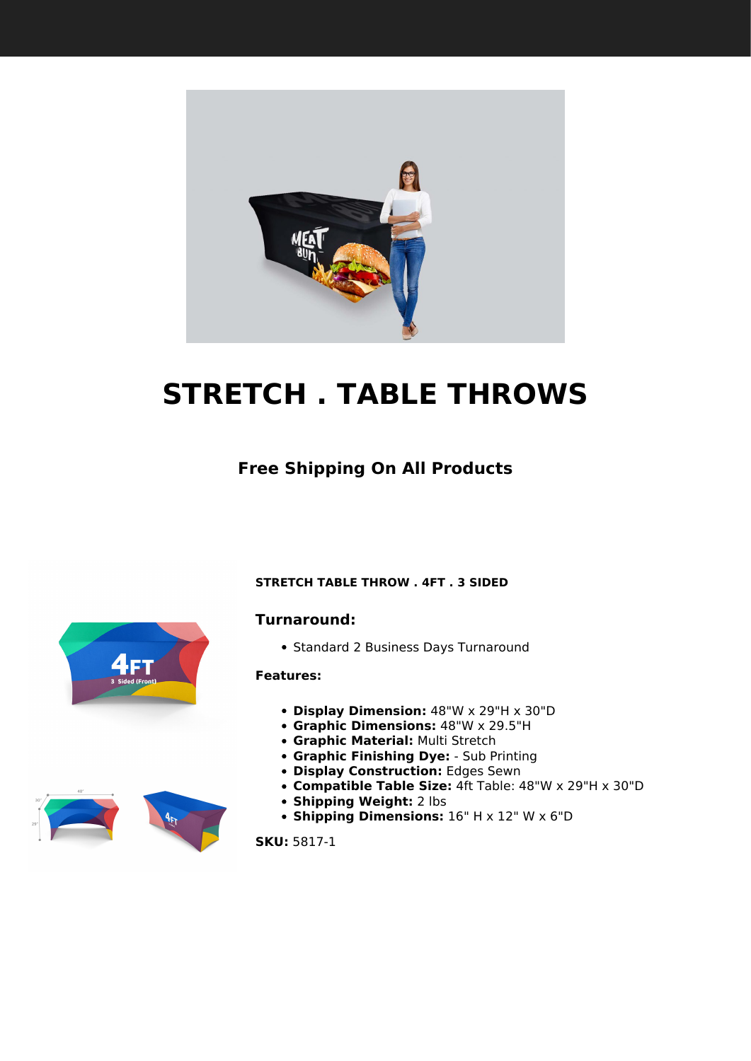# STRETCH . TABLE THROWS

### Free Shipping On All Products

**STRETCH TABLE THROW . 4FT . 3 SIDED**

### Turnaround:

- Standard 2 Business Days Turnaround

**Features:**

- **Display Dimension:** 48"W x 29"H x 30"D
- **Graphic Dimensions:** 48"W x 29.5"H
- **Graphic Material:** Multi Stretch
- **Graphic Finishing Dye:** - Sub Printing
- **Display Construction:** Edges Sewn
- **Compatible Table Size:** 4ft Table: 48"W x 29"H x 30"D
- **Shipping Weight:** 2 lbs
- **Shipping Dimensions:** 16" H x 12" W x 6"D

**SKU:** 5817-1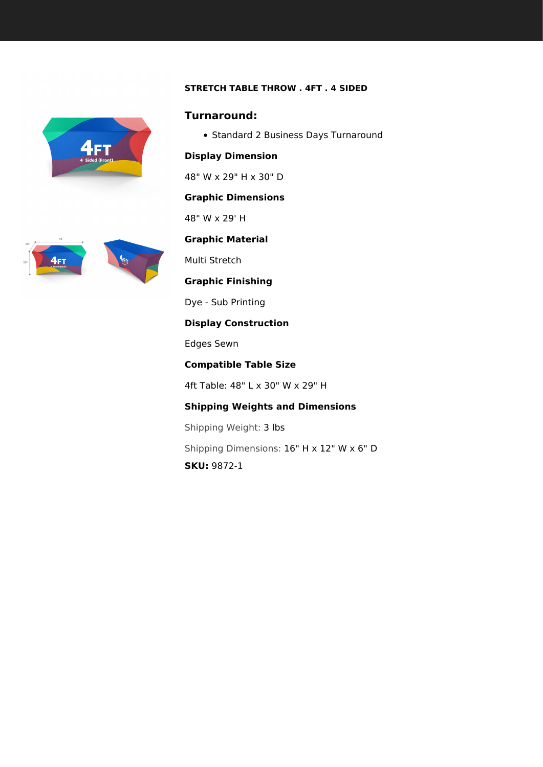**STRETCH TABLE THROW . 4FT . 4 SIDED**

## Turnaround:

- Standard 2 Business Days Turnaround

**Display Dimension**

48" W x 29" H x 30" D

**Graphic Dimensions**

48" W x 29' H

**Graphic Material**

Multi Stretch

**Graphic Finishing**

Dye - Sub Printing

**Display Construction**

Edges Sewn

**Compatible Table Size**

4ft Table: 48" L x 30" W x 29" H

**Shipping Weights and Dimensions**

Shipping Weight: 3 lbs

Shipping Dimensions: 16" H x 12" W x 6" D

**SKU:** 9872-1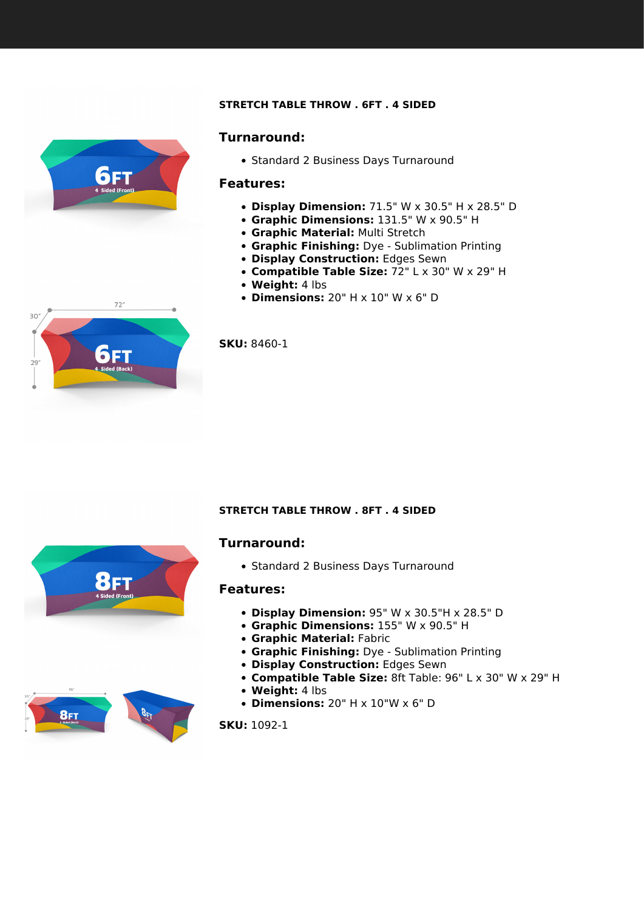**STRETCH TABLE THROW . 6FT . 4 SIDED**

### Turnaround:

- Standard 2 Business Days Turnaround

### Features:

- **Display Dimension:** 71.5" W x 30.5" H x 28.5" D
- **Graphic Dimensions:** 131.5" W x 90.5" H
- **Graphic Material:** Multi Stretch
- **Graphic Finishing:** Dye - Sublimation Printing
- **Display Construction:** Edges Sewn
- **Compatible Table Size:** 72" L x 30" W x 29" H
- **Weight:** 4 lbs
- **Dimensions:** 20" H x 10" W x 6" D

**SKU:** 8460-1

**STRETCH TABLE THROW . 8FT . 4 SIDED**

### Turnaround:

- Standard 2 Business Days Turnaround

### Features:

- **Display Dimension:** 95" W x 30.5"H x 28.5" D
- **Graphic Dimensions:** 155" W x 90.5" H
- **Graphic Material:** Fabric
- **Graphic Finishing:** Dye - Sublimation Printing
- **Display Construction:** Edges Sewn
- **Compatible Table Size:** 8ft Table: 96" L x 30" W x 29" H
- **Weight:** 4 lbs
- **Dimensions:** 20" H x 10"W x 6" D

**SKU:** 1092-1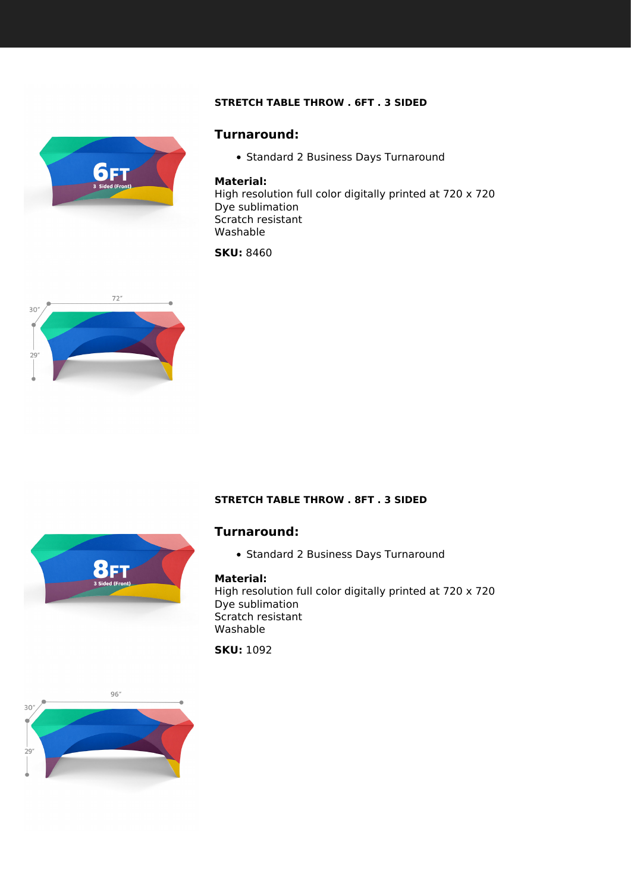**STRETCH TABLE THROW . 6FT . 3 SIDED**

### Turnaround:

- Standard 2 Business Days Turnaround

**Material:**
High resolution full color digitally printed at 720 x 720
Dye sublimation
Scratch resistant
Washable

**SKU:** 8460

**STRETCH TABLE THROW . 8FT . 3 SIDED**

### Turnaround:

- Standard 2 Business Days Turnaround

**Material:**
High resolution full color digitally printed at 720 x 720
Dye sublimation
Scratch resistant
Washable

**SKU:** 1092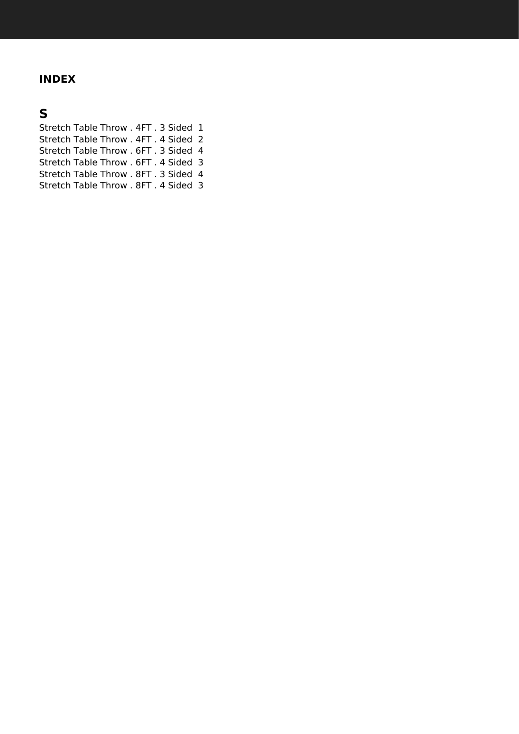# INDEX

## S

Stretch Table Throw . 4FT . 3 Sided 1
Stretch Table Throw . 4FT . 4 Sided 2
Stretch Table Throw . 6FT . 3 Sided 4
Stretch Table Throw . 6FT . 4 Sided 3
Stretch Table Throw . 8FT . 3 Sided 4
Stretch Table Throw . 8FT . 4 Sided 3